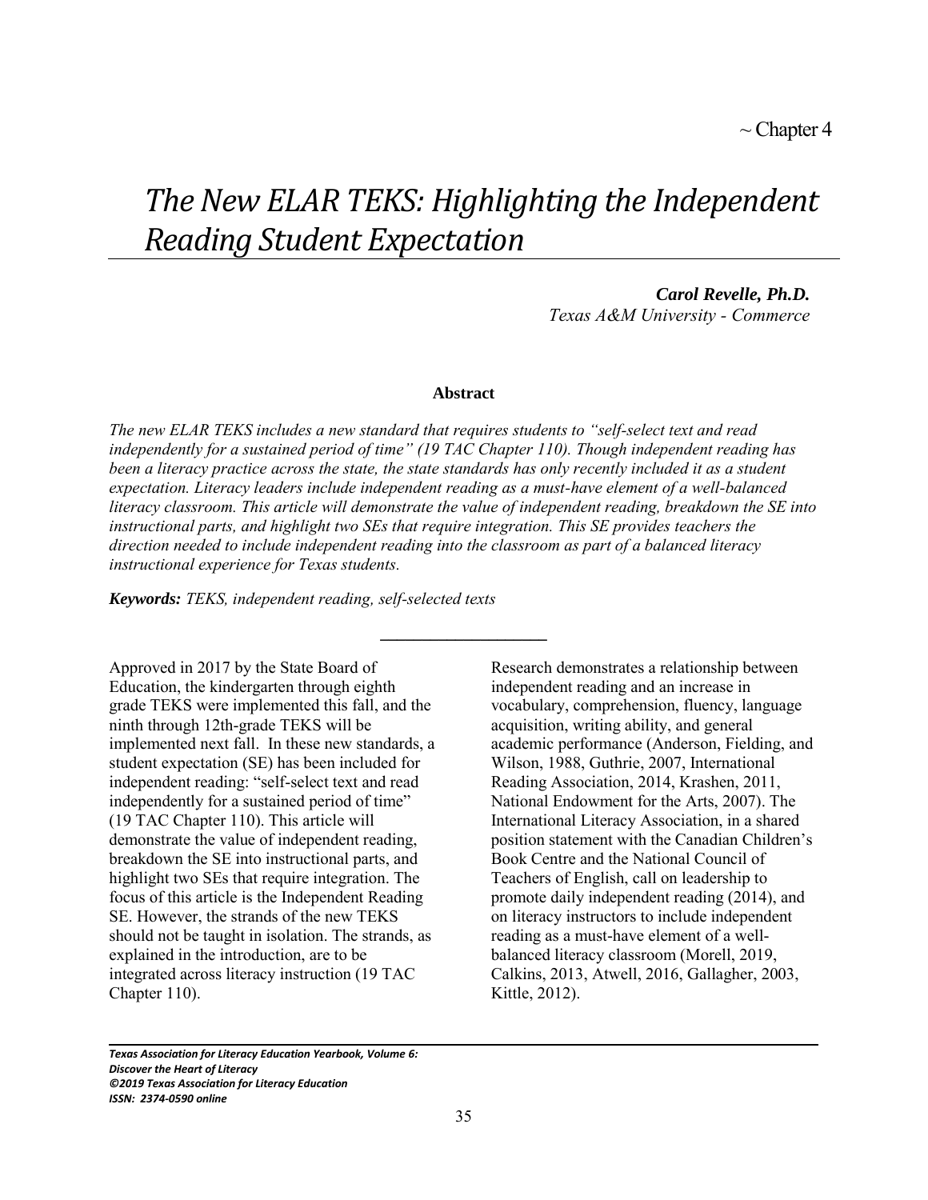~ Chapter 4

# *The New ELAR TEKS: Highlighting the Independent Reading Student Expectation*

***Carol Revelle, Ph.D.***
*Texas A&M University - Commerce*

**Abstract**

*The new ELAR TEKS includes a new standard that requires students to "self-select text and read independently for a sustained period of time" (19 TAC Chapter 110). Though independent reading has been a literacy practice across the state, the state standards has only recently included it as a student expectation. Literacy leaders include independent reading as a must-have element of a well-balanced literacy classroom. This article will demonstrate the value of independent reading, breakdown the SE into instructional parts, and highlight two SEs that require integration. This SE provides teachers the direction needed to include independent reading into the classroom as part of a balanced literacy instructional experience for Texas students.*

***Keywords:*** *TEKS, independent reading, self-selected texts*

---

Approved in 2017 by the State Board of Education, the kindergarten through eighth grade TEKS were implemented this fall, and the ninth through 12th-grade TEKS will be implemented next fall. In these new standards, a student expectation (SE) has been included for independent reading: "self-select text and read independently for a sustained period of time" (19 TAC Chapter 110). This article will demonstrate the value of independent reading, breakdown the SE into instructional parts, and highlight two SEs that require integration. The focus of this article is the Independent Reading SE. However, the strands of the new TEKS should not be taught in isolation. The strands, as explained in the introduction, are to be integrated across literacy instruction (19 TAC Chapter 110).

Research demonstrates a relationship between independent reading and an increase in vocabulary, comprehension, fluency, language acquisition, writing ability, and general academic performance (Anderson, Fielding, and Wilson, 1988, Guthrie, 2007, International Reading Association, 2014, Krashen, 2011, National Endowment for the Arts, 2007). The International Literacy Association, in a shared position statement with the Canadian Children's Book Centre and the National Council of Teachers of English, call on leadership to promote daily independent reading (2014), and on literacy instructors to include independent reading as a must-have element of a well-balanced literacy classroom (Morell, 2019, Calkins, 2013, Atwell, 2016, Gallagher, 2003, Kittle, 2012).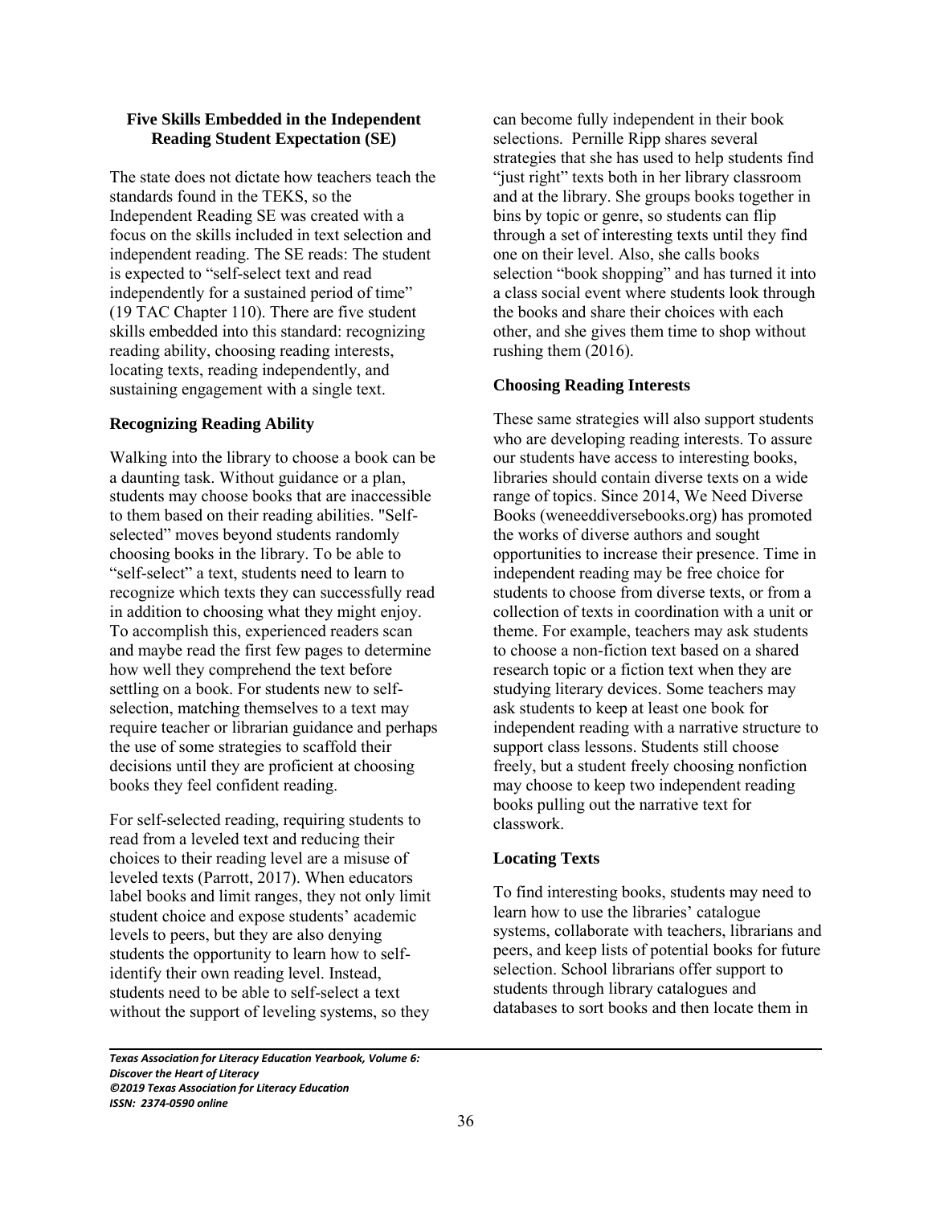**Five Skills Embedded in the Independent Reading Student Expectation (SE)**

The state does not dictate how teachers teach the standards found in the TEKS, so the Independent Reading SE was created with a focus on the skills included in text selection and independent reading. The SE reads: The student is expected to "self-select text and read independently for a sustained period of time" (19 TAC Chapter 110). There are five student skills embedded into this standard: recognizing reading ability, choosing reading interests, locating texts, reading independently, and sustaining engagement with a single text.

**Recognizing Reading Ability**

Walking into the library to choose a book can be a daunting task. Without guidance or a plan, students may choose books that are inaccessible to them based on their reading abilities. "Self-selected" moves beyond students randomly choosing books in the library. To be able to "self-select" a text, students need to learn to recognize which texts they can successfully read in addition to choosing what they might enjoy. To accomplish this, experienced readers scan and maybe read the first few pages to determine how well they comprehend the text before settling on a book. For students new to self-selection, matching themselves to a text may require teacher or librarian guidance and perhaps the use of some strategies to scaffold their decisions until they are proficient at choosing books they feel confident reading.

For self-selected reading, requiring students to read from a leveled text and reducing their choices to their reading level are a misuse of leveled texts (Parrott, 2017). When educators label books and limit ranges, they not only limit student choice and expose students' academic levels to peers, but they are also denying students the opportunity to learn how to self-identify their own reading level. Instead, students need to be able to self-select a text without the support of leveling systems, so they can become fully independent in their book selections. Pernille Ripp shares several strategies that she has used to help students find "just right" texts both in her library classroom and at the library. She groups books together in bins by topic or genre, so students can flip through a set of interesting texts until they find one on their level. Also, she calls books selection "book shopping" and has turned it into a class social event where students look through the books and share their choices with each other, and she gives them time to shop without rushing them (2016).

**Choosing Reading Interests**

These same strategies will also support students who are developing reading interests. To assure our students have access to interesting books, libraries should contain diverse texts on a wide range of topics. Since 2014, We Need Diverse Books (weneeddiversebooks.org) has promoted the works of diverse authors and sought opportunities to increase their presence. Time in independent reading may be free choice for students to choose from diverse texts, or from a collection of texts in coordination with a unit or theme. For example, teachers may ask students to choose a non-fiction text based on a shared research topic or a fiction text when they are studying literary devices. Some teachers may ask students to keep at least one book for independent reading with a narrative structure to support class lessons. Students still choose freely, but a student freely choosing nonfiction may choose to keep two independent reading books pulling out the narrative text for classwork.

**Locating Texts**

To find interesting books, students may need to learn how to use the libraries' catalogue systems, collaborate with teachers, librarians and peers, and keep lists of potential books for future selection. School librarians offer support to students through library catalogues and databases to sort books and then locate them in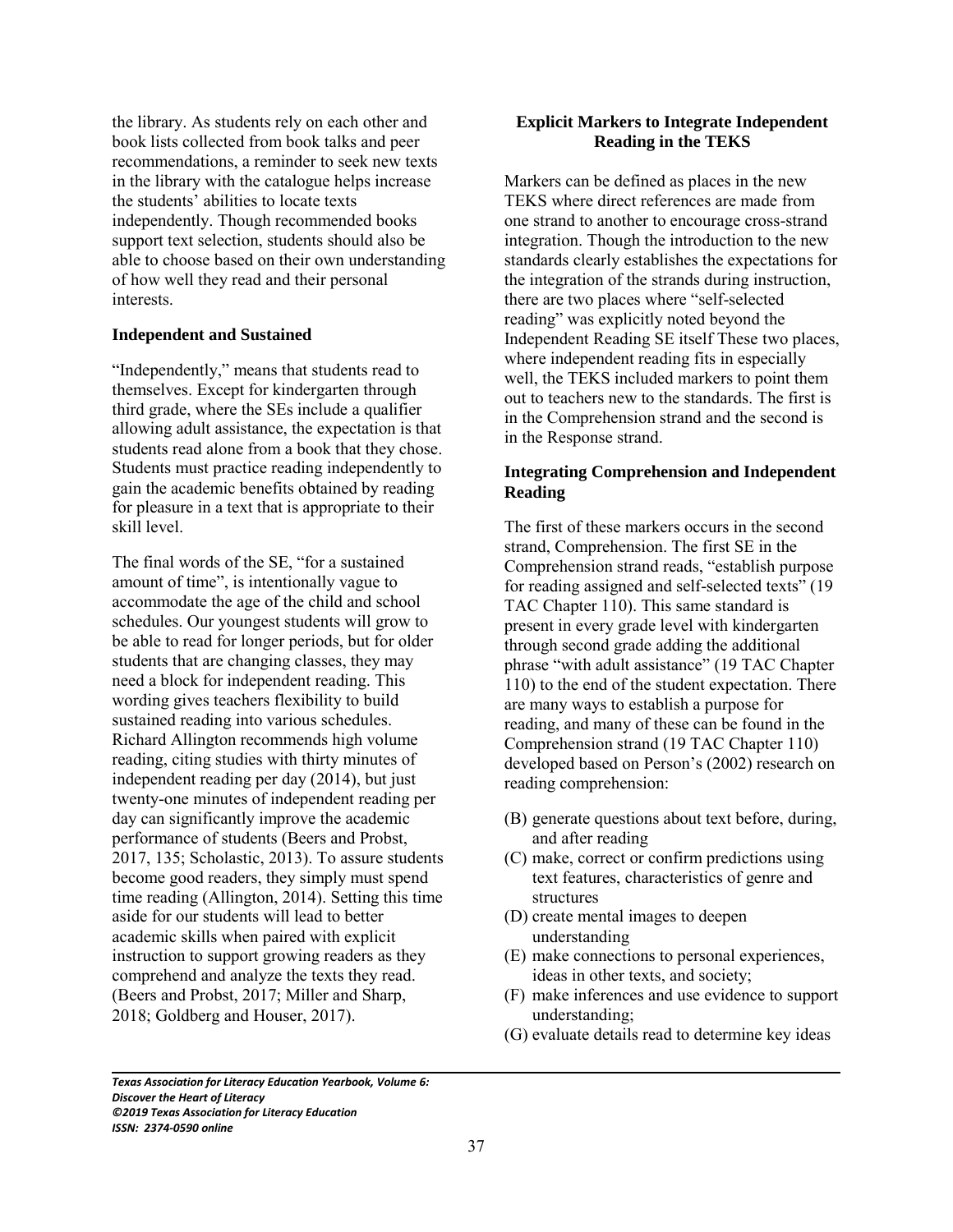the library. As students rely on each other and book lists collected from book talks and peer recommendations, a reminder to seek new texts in the library with the catalogue helps increase the students' abilities to locate texts independently. Though recommended books support text selection, students should also be able to choose based on their own understanding of how well they read and their personal interests.

### Independent and Sustained

"Independently," means that students read to themselves. Except for kindergarten through third grade, where the SEs include a qualifier allowing adult assistance, the expectation is that students read alone from a book that they chose. Students must practice reading independently to gain the academic benefits obtained by reading for pleasure in a text that is appropriate to their skill level.

The final words of the SE, "for a sustained amount of time", is intentionally vague to accommodate the age of the child and school schedules. Our youngest students will grow to be able to read for longer periods, but for older students that are changing classes, they may need a block for independent reading. This wording gives teachers flexibility to build sustained reading into various schedules. Richard Allington recommends high volume reading, citing studies with thirty minutes of independent reading per day (2014), but just twenty-one minutes of independent reading per day can significantly improve the academic performance of students (Beers and Probst, 2017, 135; Scholastic, 2013). To assure students become good readers, they simply must spend time reading (Allington, 2014). Setting this time aside for our students will lead to better academic skills when paired with explicit instruction to support growing readers as they comprehend and analyze the texts they read. (Beers and Probst, 2017; Miller and Sharp, 2018; Goldberg and Houser, 2017).

### Explicit Markers to Integrate Independent Reading in the TEKS

Markers can be defined as places in the new TEKS where direct references are made from one strand to another to encourage cross-strand integration. Though the introduction to the new standards clearly establishes the expectations for the integration of the strands during instruction, there are two places where "self-selected reading" was explicitly noted beyond the Independent Reading SE itself These two places, where independent reading fits in especially well, the TEKS included markers to point them out to teachers new to the standards. The first is in the Comprehension strand and the second is in the Response strand.

### Integrating Comprehension and Independent Reading

The first of these markers occurs in the second strand, Comprehension. The first SE in the Comprehension strand reads, "establish purpose for reading assigned and self-selected texts" (19 TAC Chapter 110). This same standard is present in every grade level with kindergarten through second grade adding the additional phrase "with adult assistance" (19 TAC Chapter 110) to the end of the student expectation. There are many ways to establish a purpose for reading, and many of these can be found in the Comprehension strand (19 TAC Chapter 110) developed based on Person's (2002) research on reading comprehension:

(B) generate questions about text before, during, and after reading
(C) make, correct or confirm predictions using text features, characteristics of genre and structures
(D) create mental images to deepen understanding
(E) make connections to personal experiences, ideas in other texts, and society;
(F) make inferences and use evidence to support understanding;
(G) evaluate details read to determine key ideas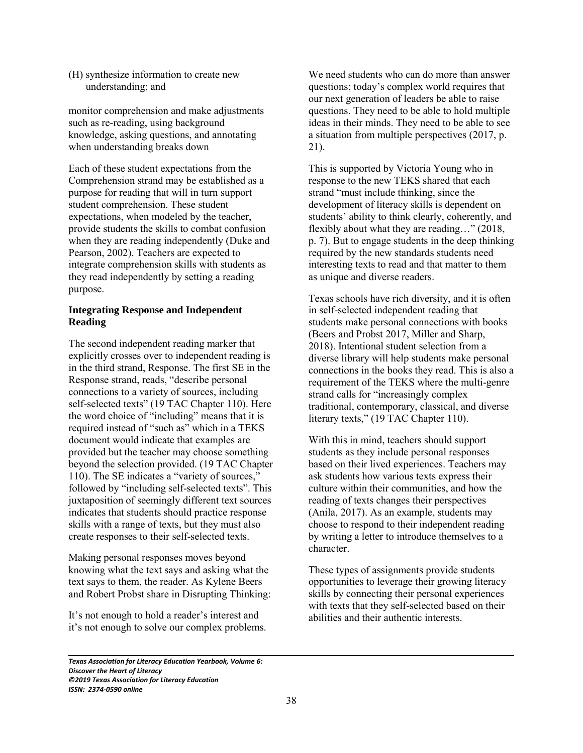(H) synthesize information to create new understanding; and

monitor comprehension and make adjustments such as re-reading, using background knowledge, asking questions, and annotating when understanding breaks down

Each of these student expectations from the Comprehension strand may be established as a purpose for reading that will in turn support student comprehension. These student expectations, when modeled by the teacher, provide students the skills to combat confusion when they are reading independently (Duke and Pearson, 2002). Teachers are expected to integrate comprehension skills with students as they read independently by setting a reading purpose.

**Integrating Response and Independent Reading**

The second independent reading marker that explicitly crosses over to independent reading is in the third strand, Response. The first SE in the Response strand, reads, "describe personal connections to a variety of sources, including self-selected texts" (19 TAC Chapter 110). Here the word choice of "including" means that it is required instead of "such as" which in a TEKS document would indicate that examples are provided but the teacher may choose something beyond the selection provided. (19 TAC Chapter 110). The SE indicates a "variety of sources," followed by "including self-selected texts". This juxtaposition of seemingly different text sources indicates that students should practice response skills with a range of texts, but they must also create responses to their self-selected texts.

Making personal responses moves beyond knowing what the text says and asking what the text says to them, the reader. As Kylene Beers and Robert Probst share in Disrupting Thinking:

It's not enough to hold a reader's interest and it's not enough to solve our complex problems. We need students who can do more than answer questions; today's complex world requires that our next generation of leaders be able to raise questions. They need to be able to hold multiple ideas in their minds. They need to be able to see a situation from multiple perspectives (2017, p. 21).

This is supported by Victoria Young who in response to the new TEKS shared that each strand "must include thinking, since the development of literacy skills is dependent on students' ability to think clearly, coherently, and flexibly about what they are reading…" (2018, p. 7). But to engage students in the deep thinking required by the new standards students need interesting texts to read and that matter to them as unique and diverse readers.

Texas schools have rich diversity, and it is often in self-selected independent reading that students make personal connections with books (Beers and Probst 2017, Miller and Sharp, 2018). Intentional student selection from a diverse library will help students make personal connections in the books they read. This is also a requirement of the TEKS where the multi-genre strand calls for "increasingly complex traditional, contemporary, classical, and diverse literary texts," (19 TAC Chapter 110).

With this in mind, teachers should support students as they include personal responses based on their lived experiences. Teachers may ask students how various texts express their culture within their communities, and how the reading of texts changes their perspectives (Anila, 2017). As an example, students may choose to respond to their independent reading by writing a letter to introduce themselves to a character.

These types of assignments provide students opportunities to leverage their growing literacy skills by connecting their personal experiences with texts that they self-selected based on their abilities and their authentic interests.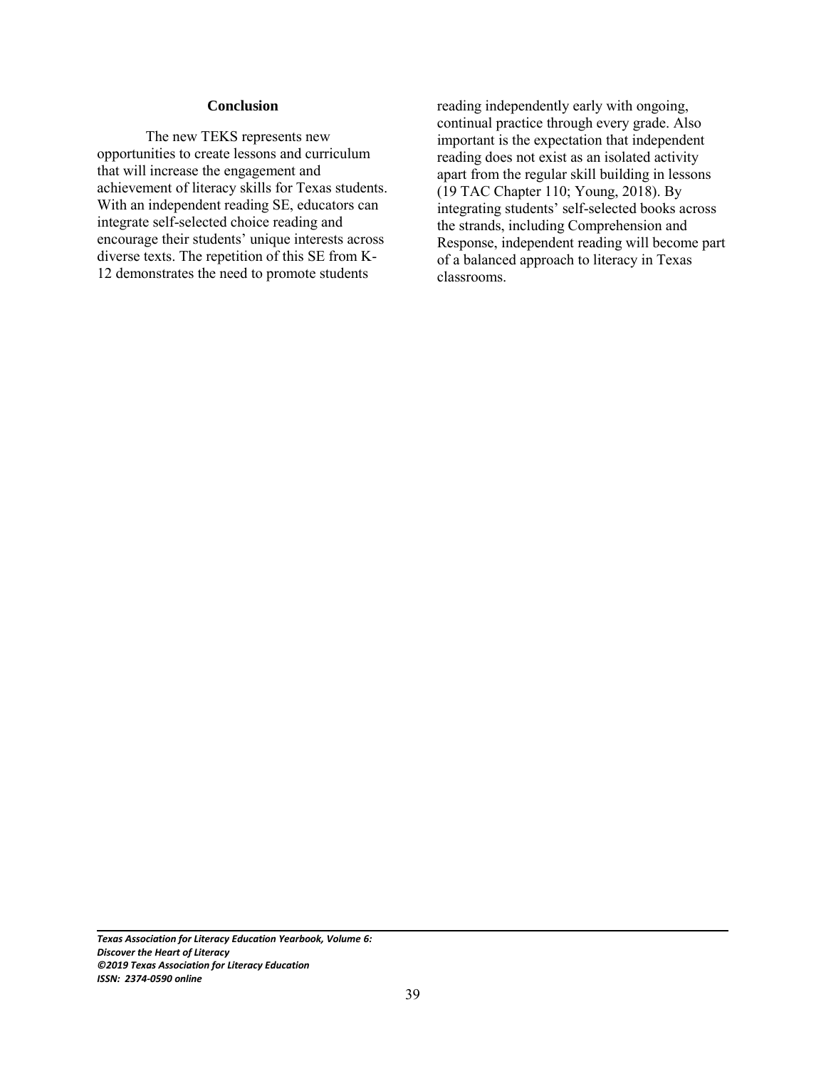## Conclusion

The new TEKS represents new opportunities to create lessons and curriculum that will increase the engagement and achievement of literacy skills for Texas students. With an independent reading SE, educators can integrate self-selected choice reading and encourage their students' unique interests across diverse texts. The repetition of this SE from K-12 demonstrates the need to promote students reading independently early with ongoing, continual practice through every grade. Also important is the expectation that independent reading does not exist as an isolated activity apart from the regular skill building in lessons (19 TAC Chapter 110; Young, 2018). By integrating students' self-selected books across the strands, including Comprehension and Response, independent reading will become part of a balanced approach to literacy in Texas classrooms.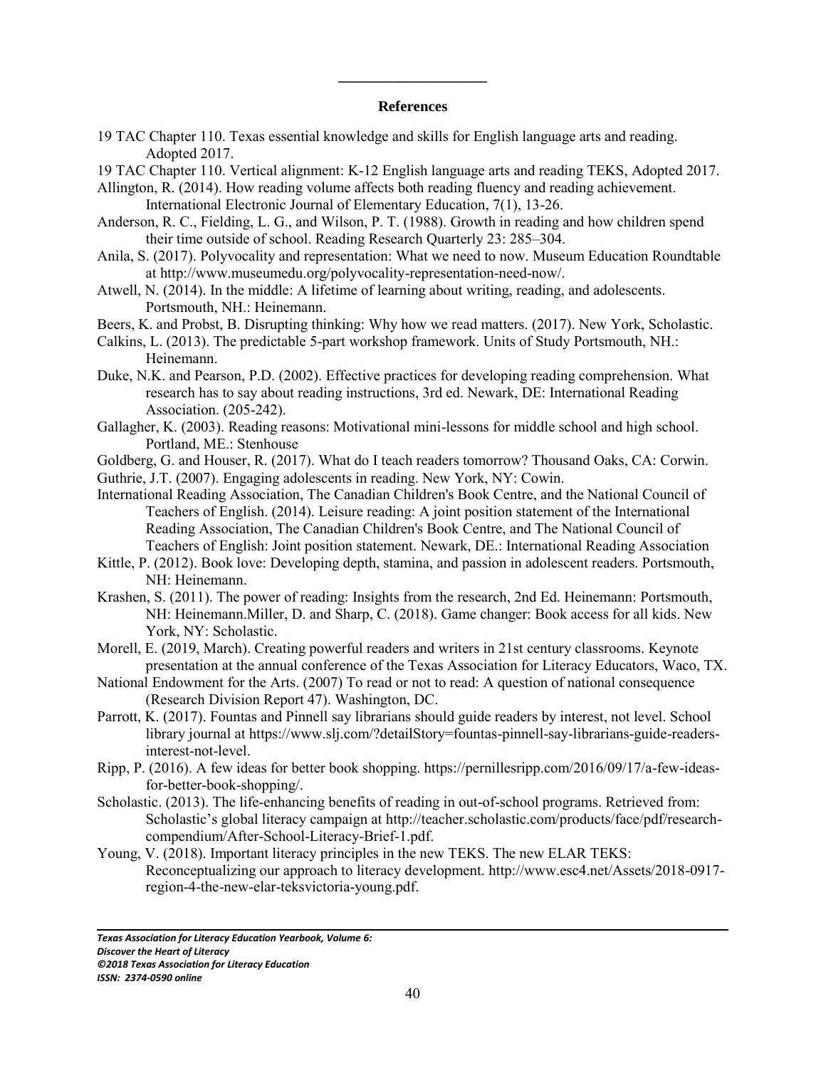## References

19 TAC Chapter 110. Texas essential knowledge and skills for English language arts and reading. Adopted 2017.

19 TAC Chapter 110. Vertical alignment: K-12 English language arts and reading TEKS, Adopted 2017.

Allington, R. (2014). How reading volume affects both reading fluency and reading achievement. International Electronic Journal of Elementary Education, 7(1), 13-26.

Anderson, R. C., Fielding, L. G., and Wilson, P. T. (1988). Growth in reading and how children spend their time outside of school. Reading Research Quarterly 23: 285–304.

Anila, S. (2017). Polyvocality and representation: What we need to now. Museum Education Roundtable at http://www.museumedu.org/polyvocality-representation-need-now/.

Atwell, N. (2014). In the middle: A lifetime of learning about writing, reading, and adolescents. Portsmouth, NH.: Heinemann.

Beers, K. and Probst, B. Disrupting thinking: Why how we read matters. (2017). New York, Scholastic.

Calkins, L. (2013). The predictable 5-part workshop framework. Units of Study Portsmouth, NH.: Heinemann.

Duke, N.K. and Pearson, P.D. (2002). Effective practices for developing reading comprehension. What research has to say about reading instructions, 3rd ed. Newark, DE: International Reading Association. (205-242).

Gallagher, K. (2003). Reading reasons: Motivational mini-lessons for middle school and high school. Portland, ME.: Stenhouse

Goldberg, G. and Houser, R. (2017). What do I teach readers tomorrow? Thousand Oaks, CA: Corwin.

Guthrie, J.T. (2007). Engaging adolescents in reading. New York, NY: Cowin.

International Reading Association, The Canadian Children's Book Centre, and the National Council of Teachers of English. (2014). Leisure reading: A joint position statement of the International Reading Association, The Canadian Children's Book Centre, and The National Council of Teachers of English: Joint position statement. Newark, DE.: International Reading Association

Kittle, P. (2012). Book love: Developing depth, stamina, and passion in adolescent readers. Portsmouth, NH: Heinemann.

Krashen, S. (2011). The power of reading: Insights from the research, 2nd Ed. Heinemann: Portsmouth, NH: Heinemann.Miller, D. and Sharp, C. (2018). Game changer: Book access for all kids. New York, NY: Scholastic.

Morell, E. (2019, March). Creating powerful readers and writers in 21st century classrooms. Keynote presentation at the annual conference of the Texas Association for Literacy Educators, Waco, TX.

National Endowment for the Arts. (2007) To read or not to read: A question of national consequence (Research Division Report 47). Washington, DC.

Parrott, K. (2017). Fountas and Pinnell say librarians should guide readers by interest, not level. School library journal at https://www.slj.com/?detailStory=fountas-pinnell-say-librarians-guide-readers-interest-not-level.

Ripp, P. (2016). A few ideas for better book shopping. https://pernillesripp.com/2016/09/17/a-few-ideas-for-better-book-shopping/.

Scholastic. (2013). The life-enhancing benefits of reading in out-of-school programs. Retrieved from: Scholastic's global literacy campaign at http://teacher.scholastic.com/products/face/pdf/research-compendium/After-School-Literacy-Brief-1.pdf.

Young, V. (2018). Important literacy principles in the new TEKS. The new ELAR TEKS: Reconceptualizing our approach to literacy development. http://www.esc4.net/Assets/2018-0917-region-4-the-new-elar-teksvictoria-young.pdf.